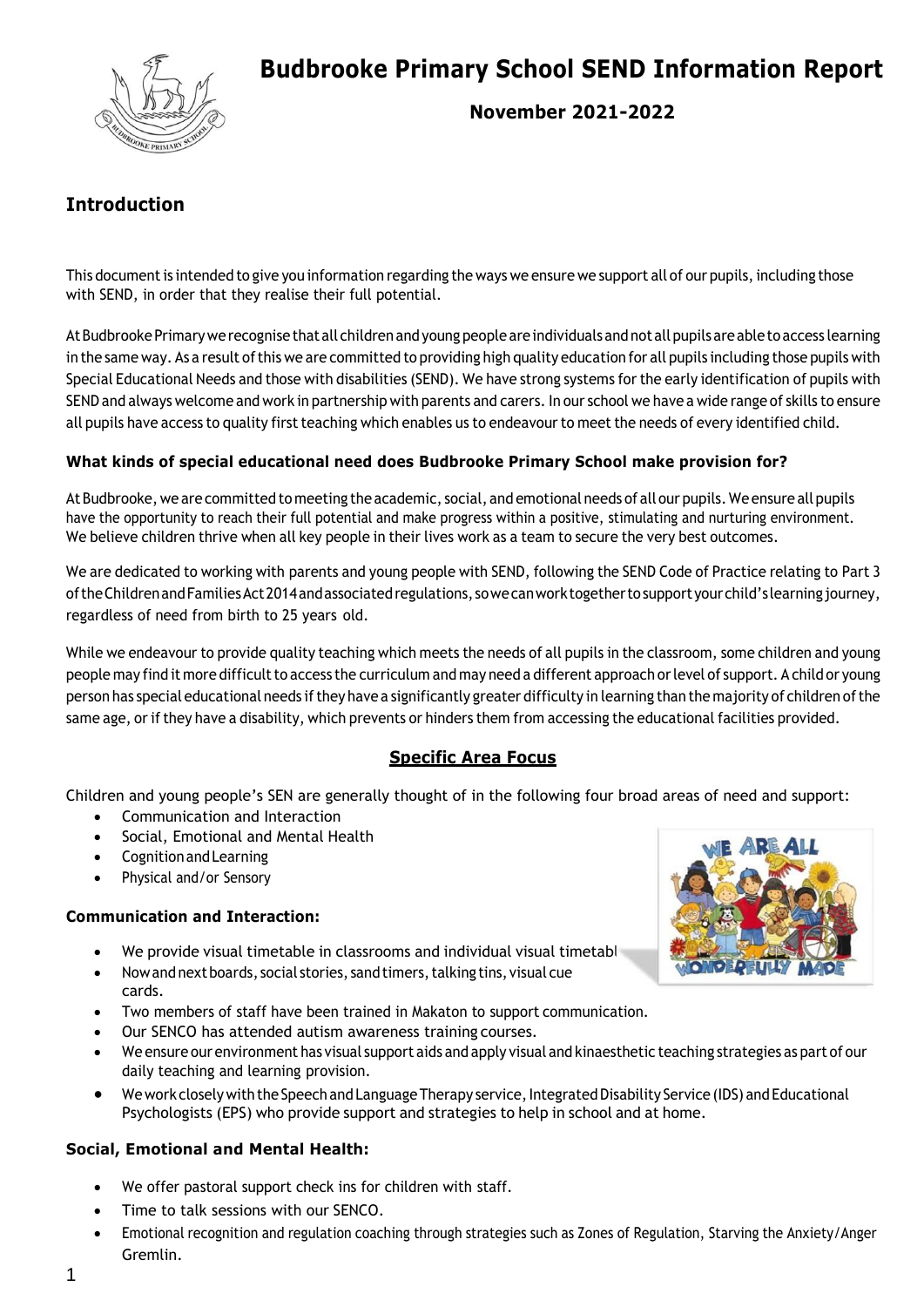# Budbrooke Primary School SEND Information Report

**November 2021-2022**

## Introduction

This document is intended to give you information regarding the ways we ensure we support all of our pupils, including those with SEND, in order that they realise their full potential.

At Budbrooke Primary we recognise that all children and young people are individuals and not all pupils are able to access learning in the same way. As a result of this we are committed to providing high quality education for all pupils including those pupils with Special Educational Needs and those with disabilities (SEND). We have strong systems for the early identification of pupils with SEND and always welcome and work in partnership with parents and carers. In our school we have a wide range of skills to ensure all pupils have access to quality first teaching which enables us to endeavour to meet the needs of every identified child.

### What kinds of special educational need does Budbrooke Primary School make provision for?

At Budbrooke, we are committed to meeting the academic, social, and emotional needs of all our pupils. We ensure all pupils have the opportunity to reach their full potential and make progress within a positive, stimulating and nurturing environment. We believe children thrive when all key people in their lives work as a team to secure the very best outcomes.

We are dedicated to working with parents and young people with SEND, following the SEND Code of Practice relating to Part 3 of the Children and Families Act 2014 and associated regulations, so we can work together to support your child's learning journey, regardless of need from birth to 25 years old.

While we endeavour to provide quality teaching which meets the needs of all pupils in the classroom, some children and young people may find it more difficult to access the curriculum and may need a different approach or level of support. A child or young person has special educational needs if they have a significantly greater difficulty in learning than the majority of children of the same age, or if they have a disability, which prevents or hinders them from accessing the educational facilities provided.

## Specific Area Focus

Children and young people's SEN are generally thought of in the following four broad areas of need and support:

- Communication and Interaction
- Social, Emotional and Mental Health
- Cognition and Learning
- Physical and/or Sensory

### Communication and Interaction:

- We provide visual timetable in classrooms and individual visual timetabl
- Now and next boards, social stories, sand timers, talking tins, visual cue cards.
- Two members of staff have been trained in Makaton to support communication.
- Our SENCO has attended autism awareness training courses.
- We ensure our environment has visual support aids and apply visual and kinaesthetic teaching strategies as part of our daily teaching and learning provision.
- We work closely with the Speech and Language Therapy service, Integrated Disability Service (IDS) and Educational Psychologists (EPS) who provide support and strategies to help in school and at home.

### Social, Emotional and Mental Health:

- We offer pastoral support check ins for children with staff.
- Time to talk sessions with our SENCO.
- Emotional recognition and regulation coaching through strategies such as Zones of Regulation, Starving the Anxiety/Anger Gremlin.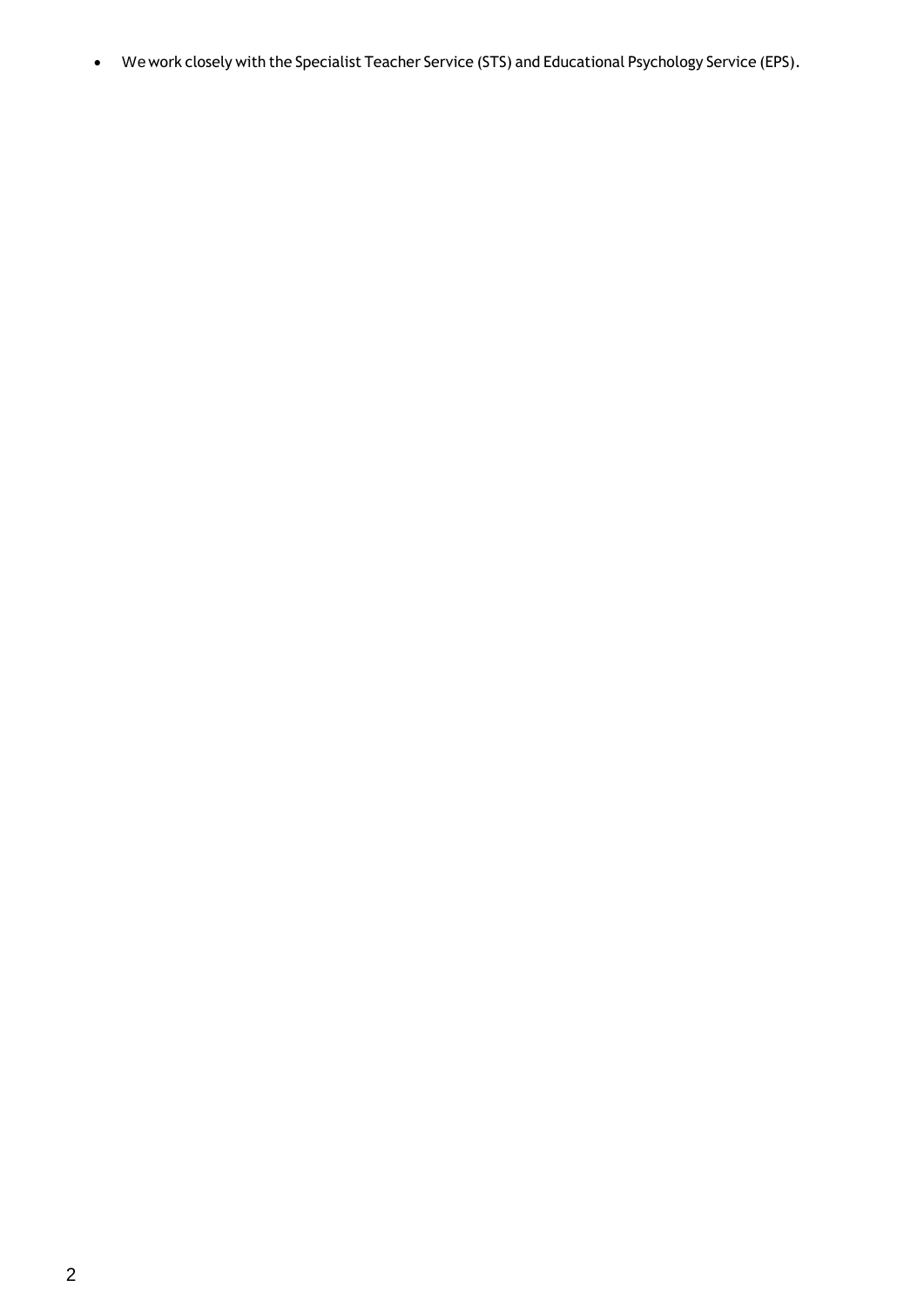- We work closely with the Specialist Teacher Service (STS) and Educational Psychology Service (EPS).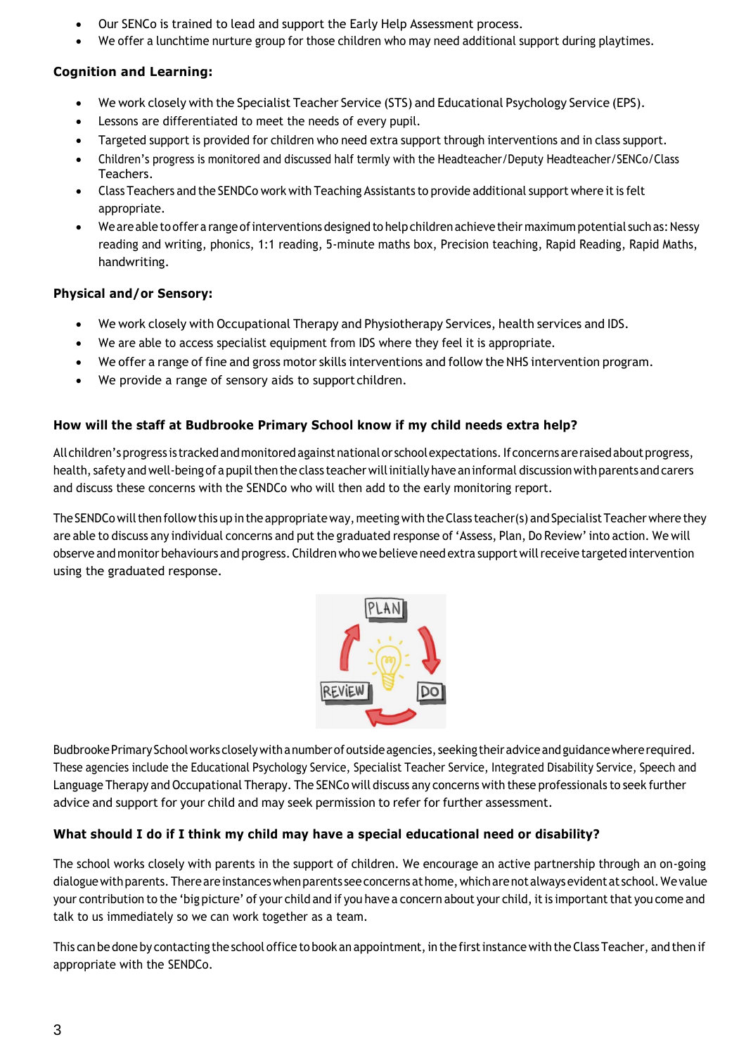- Our SENCo is trained to lead and support the Early Help Assessment process.
- We offer a lunchtime nurture group for those children who may need additional support during playtimes.

**Cognition and Learning:**

- We work closely with the Specialist Teacher Service (STS) and Educational Psychology Service (EPS).
- Lessons are differentiated to meet the needs of every pupil.
- Targeted support is provided for children who need extra support through interventions and in class support.
- Children's progress is monitored and discussed half termly with the Headteacher/Deputy Headteacher/SENCo/Class Teachers.
- Class Teachers and the SENDCo work with Teaching Assistants to provide additional support where it is felt appropriate.
- We are able to offer a range of interventions designed to help children achieve their maximum potential such as: Nessy reading and writing, phonics, 1:1 reading, 5-minute maths box, Precision teaching, Rapid Reading, Rapid Maths, handwriting.

**Physical and/or Sensory:**

- We work closely with Occupational Therapy and Physiotherapy Services, health services and IDS.
- We are able to access specialist equipment from IDS where they feel it is appropriate.
- We offer a range of fine and gross motor skills interventions and follow the NHS intervention program.
- We provide a range of sensory aids to support children.

**How will the staff at Budbrooke Primary School know if my child needs extra help?**

All children's progress is tracked and monitored against national or school expectations. If concerns are raised about progress, health, safety and well-being of a pupil then the class teacher will initially have an informal discussion with parents and carers and discuss these concerns with the SENDCo who will then add to the early monitoring report.

The SENDCo will then follow this up in the appropriate way, meeting with the Class teacher(s) and Specialist Teacher where they are able to discuss any individual concerns and put the graduated response of 'Assess, Plan, Do Review' into action. We will observe and monitor behaviours and progress. Children who we believe need extra support will receive targeted intervention using the graduated response.

Budbrooke Primary School works closely with a number of outside agencies, seeking their advice and guidance where required. These agencies include the Educational Psychology Service, Specialist Teacher Service, Integrated Disability Service, Speech and Language Therapy and Occupational Therapy. The SENCo will discuss any concerns with these professionals to seek further advice and support for your child and may seek permission to refer for further assessment.

**What should I do if I think my child may have a special educational need or disability?**

The school works closely with parents in the support of children. We encourage an active partnership through an on-going dialogue with parents. There are instances when parents see concerns at home, which are not always evident at school. We value your contribution to the 'big picture' of your child and if you have a concern about your child, it is important that you come and talk to us immediately so we can work together as a team.

This can be done by contacting the school office to book an appointment, in the first instance with the Class Teacher, and then if appropriate with the SENDCo.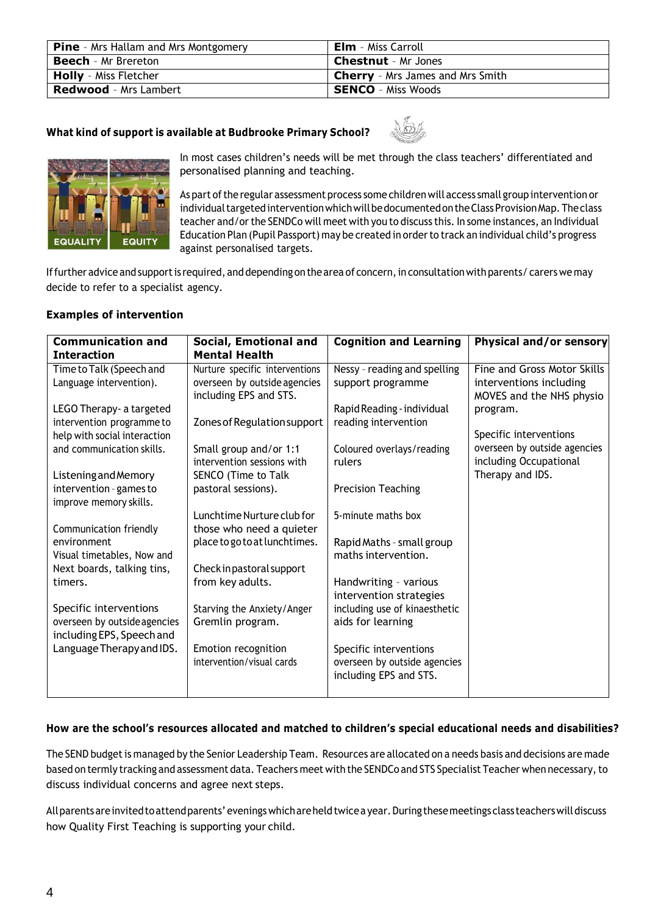| **Pine** - Mrs Hallam and Mrs Montgomery | **Elm** - Miss Carroll |
|---|---|
| **Beech** - Mr Brereton | **Chestnut** - Mr Jones |
| **Holly** - Miss Fletcher | **Cherry** - Mrs James and Mrs Smith |
| **Redwood** - Mrs Lambert | **SENCO** - Miss Woods |

### What kind of support is available at Budbrooke Primary School?

In most cases children's needs will be met through the class teachers' differentiated and personalised planning and teaching.

As part of the regular assessment process some children will access small group intervention or individual targeted intervention which will be documented on the Class Provision Map. The class teacher and/or the SENDCo will meet with you to discuss this. In some instances, an Individual Education Plan (Pupil Passport) may be created in order to track an individual child's progress against personalised targets.

If further advice and support is required, and depending on the area of concern, in consultation with parents/ carers we may decide to refer to a specialist agency.

### Examples of intervention

| Communication and Interaction | Social, Emotional and Mental Health | Cognition and Learning | Physical and/or sensory |
|---|---|---|---|
| Time to Talk (Speech and Language intervention).<br><br>LEGO Therapy- a targeted intervention programme to help with social interaction and communication skills.<br><br>Listening and Memory intervention - games to improve memory skills.<br><br>Communication friendly environment<br>Visual timetables, Now and Next boards, talking tins, timers.<br><br>Specific interventions overseen by outside agencies including EPS, Speech and Language Therapy and IDS. | Nurture specific interventions overseen by outside agencies including EPS and STS.<br><br>Zones of Regulation support<br><br>Small group and/or 1:1 intervention sessions with SENCO (Time to Talk pastoral sessions).<br><br>Lunchtime Nurture club for those who need a quieter place to go to at lunchtimes.<br><br>Check in pastoral support from key adults.<br><br>Starving the Anxiety/Anger Gremlin program.<br><br>Emotion recognition intervention/visual cards | Nessy - reading and spelling support programme<br><br>Rapid Reading - individual reading intervention<br><br>Coloured overlays/reading rulers<br><br>Precision Teaching<br><br>5-minute maths box<br><br>Rapid Maths - small group maths intervention.<br><br>Handwriting - various intervention strategies including use of kinaesthetic aids for learning<br><br>Specific interventions overseen by outside agencies including EPS and STS. | Fine and Gross Motor Skills interventions including MOVES and the NHS physio program.<br><br>Specific interventions overseen by outside agencies including Occupational Therapy and IDS. |

### How are the school's resources allocated and matched to children's special educational needs and disabilities?

The SEND budget is managed by the Senior Leadership Team. Resources are allocated on a needs basis and decisions are made based on termly tracking and assessment data. Teachers meet with the SENDCo and STS Specialist Teacher when necessary, to discuss individual concerns and agree next steps.

All parents are invited to attend parents' evenings which are held twice a year. During these meetings class teachers will discuss how Quality First Teaching is supporting your child.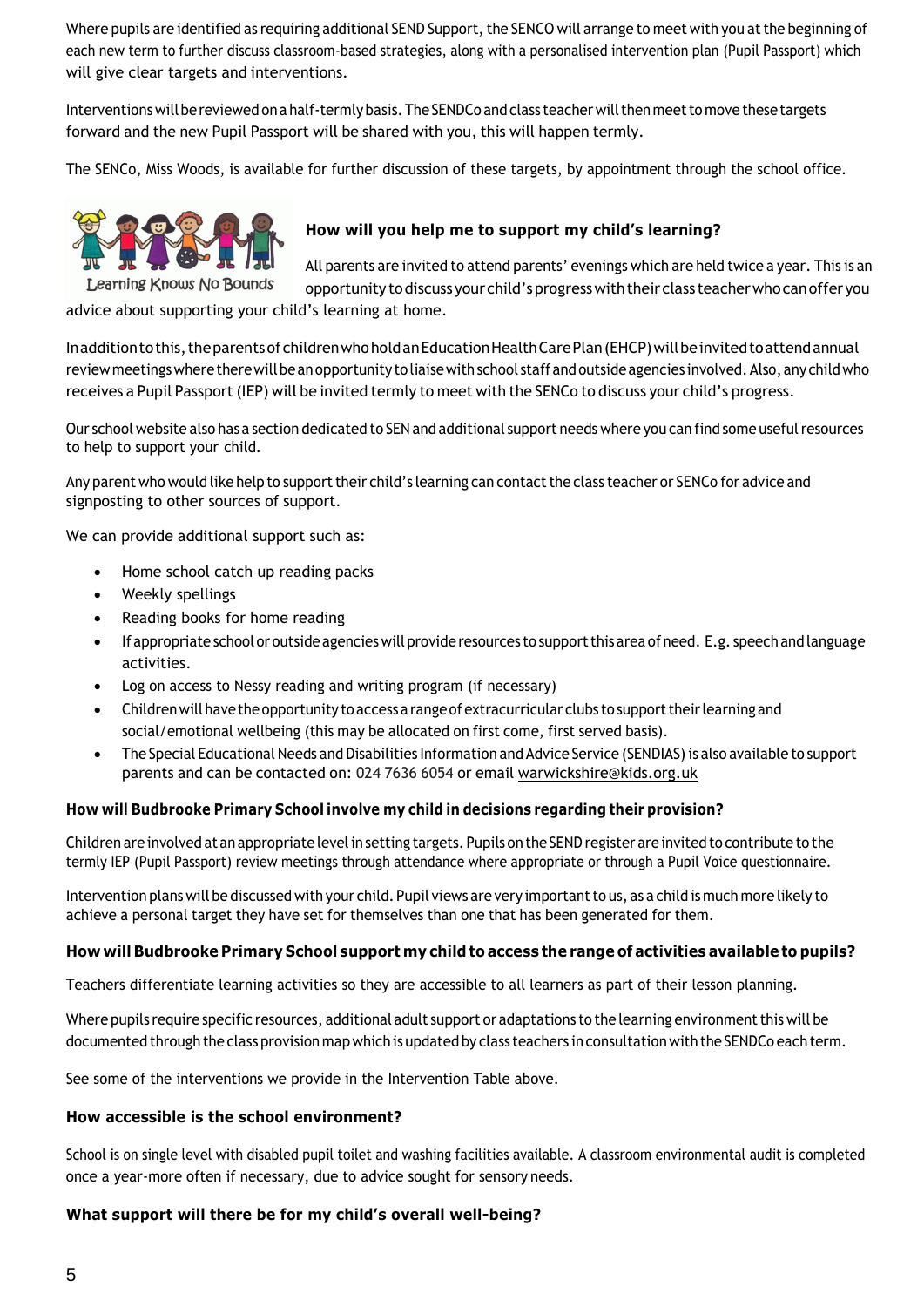Where pupils are identified as requiring additional SEND Support, the SENCO will arrange to meet with you at the beginning of each new term to further discuss classroom-based strategies, along with a personalised intervention plan (Pupil Passport) which will give clear targets and interventions.

Interventions will be reviewed on a half-termly basis. The SENDCo and class teacher will then meet to move these targets forward and the new Pupil Passport will be shared with you, this will happen termly.

The SENCo, Miss Woods, is available for further discussion of these targets, by appointment through the school office.

Learning Knows No Bounds

### How will you help me to support my child's learning?

All parents are invited to attend parents' evenings which are held twice a year. This is an opportunity to discuss your child's progress with their class teacher who can offer you advice about supporting your child's learning at home.

In addition to this, the parents of children who hold an Education Health Care Plan (EHCP) will be invited to attend annual review meetings where there will be an opportunity to liaise with school staff and outside agencies involved. Also, any child who receives a Pupil Passport (IEP) will be invited termly to meet with the SENCo to discuss your child's progress.

Our school website also has a section dedicated to SEN and additional support needs where you can find some useful resources to help to support your child.

Any parent who would like help to support their child's learning can contact the class teacher or SENCo for advice and signposting to other sources of support.

We can provide additional support such as:

- Home school catch up reading packs
- Weekly spellings
- Reading books for home reading
- If appropriate school or outside agencies will provide resources to support this area of need. E.g. speech and language activities.
- Log on access to Nessy reading and writing program (if necessary)
- Children will have the opportunity to access a range of extracurricular clubs to support their learning and social/emotional wellbeing (this may be allocated on first come, first served basis).
- The Special Educational Needs and Disabilities Information and Advice Service (SENDIAS) is also available to support parents and can be contacted on: 024 7636 6054 or email warwickshire@kids.org.uk

### How will Budbrooke Primary School involve my child in decisions regarding their provision?

Children are involved at an appropriate level in setting targets. Pupils on the SEND register are invited to contribute to the termly IEP (Pupil Passport) review meetings through attendance where appropriate or through a Pupil Voice questionnaire.

Intervention plans will be discussed with your child. Pupil views are very important to us, as a child is much more likely to achieve a personal target they have set for themselves than one that has been generated for them.

### How will Budbrooke Primary School support my child to access the range of activities available to pupils?

Teachers differentiate learning activities so they are accessible to all learners as part of their lesson planning.

Where pupils require specific resources, additional adult support or adaptations to the learning environment this will be documented through the class provision map which is updated by class teachers in consultation with the SENDCo each term.

See some of the interventions we provide in the Intervention Table above.

### How accessible is the school environment?

School is on single level with disabled pupil toilet and washing facilities available. A classroom environmental audit is completed once a year-more often if necessary, due to advice sought for sensory needs.

### What support will there be for my child's overall well-being?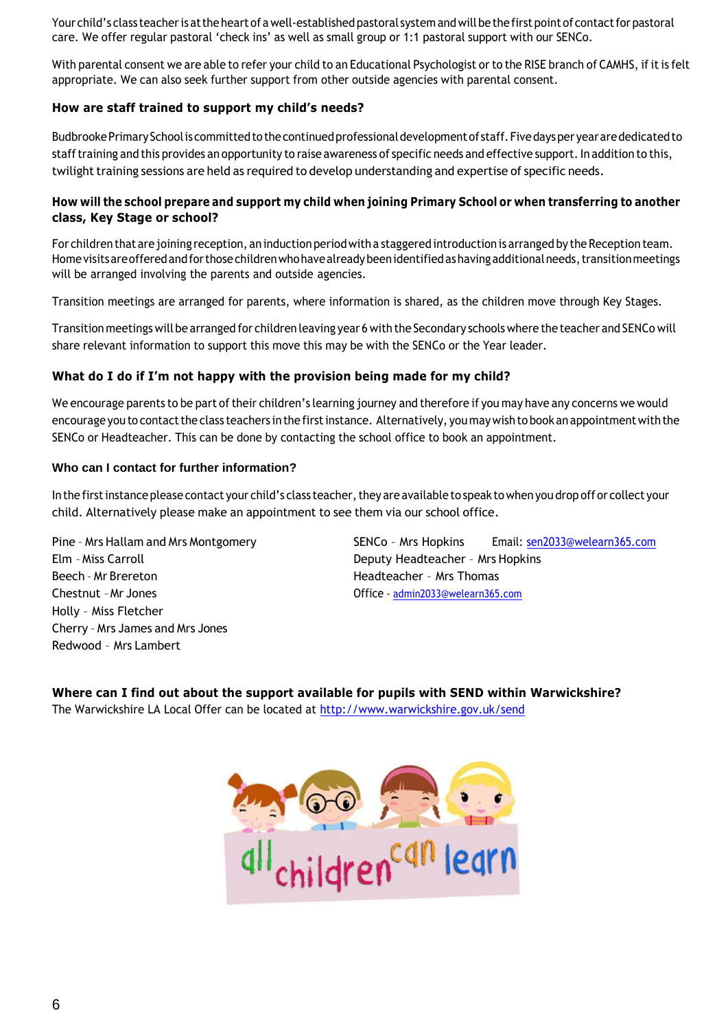Your child's class teacher is at the heart of a well-established pastoral system and will be the first point of contact for pastoral care. We offer regular pastoral 'check ins' as well as small group or 1:1 pastoral support with our SENCo.

With parental consent we are able to refer your child to an Educational Psychologist or to the RISE branch of CAMHS, if it is felt appropriate. We can also seek further support from other outside agencies with parental consent.

### How are staff trained to support my child's needs?

Budbrooke Primary School is committed to the continued professional development of staff. Five days per year are dedicated to staff training and this provides an opportunity to raise awareness of specific needs and effective support. In addition to this, twilight training sessions are held as required to develop understanding and expertise of specific needs.

### How will the school prepare and support my child when joining Primary School or when transferring to another class, Key Stage or school?

For children that are joining reception, an induction period with a staggered introduction is arranged by the Reception team. Home visits are offered and for those children who have already been identified as having additional needs, transition meetings will be arranged involving the parents and outside agencies.

Transition meetings are arranged for parents, where information is shared, as the children move through Key Stages.

Transition meetings will be arranged for children leaving year 6 with the Secondary schools where the teacher and SENCo will share relevant information to support this move this may be with the SENCo or the Year leader.

### What do I do if I'm not happy with the provision being made for my child?

We encourage parents to be part of their children's learning journey and therefore if you may have any concerns we would encourage you to contact the class teachers in the first instance. Alternatively, you may wish to book an appointment with the SENCo or Headteacher. This can be done by contacting the school office to book an appointment.

### Who can I contact for further information?

In the first instance please contact your child's class teacher, they are available to speak to when you drop off or collect your child. Alternatively please make an appointment to see them via our school office.

Pine - Mrs Hallam and Mrs Montgomery
Elm - Miss Carroll
Beech - Mr Brereton
Chestnut - Mr Jones
Holly - Miss Fletcher
Cherry - Mrs James and Mrs Jones
Redwood - Mrs Lambert

SENCo - Mrs Hopkins Email: sen2033@welearn365.com
Deputy Headteacher - Mrs Hopkins
Headteacher - Mrs Thomas
Office - admin2033@welearn365.com

### Where can I find out about the support available for pupils with SEND within Warwickshire?

The Warwickshire LA Local Offer can be located at http://www.warwickshire.gov.uk/send